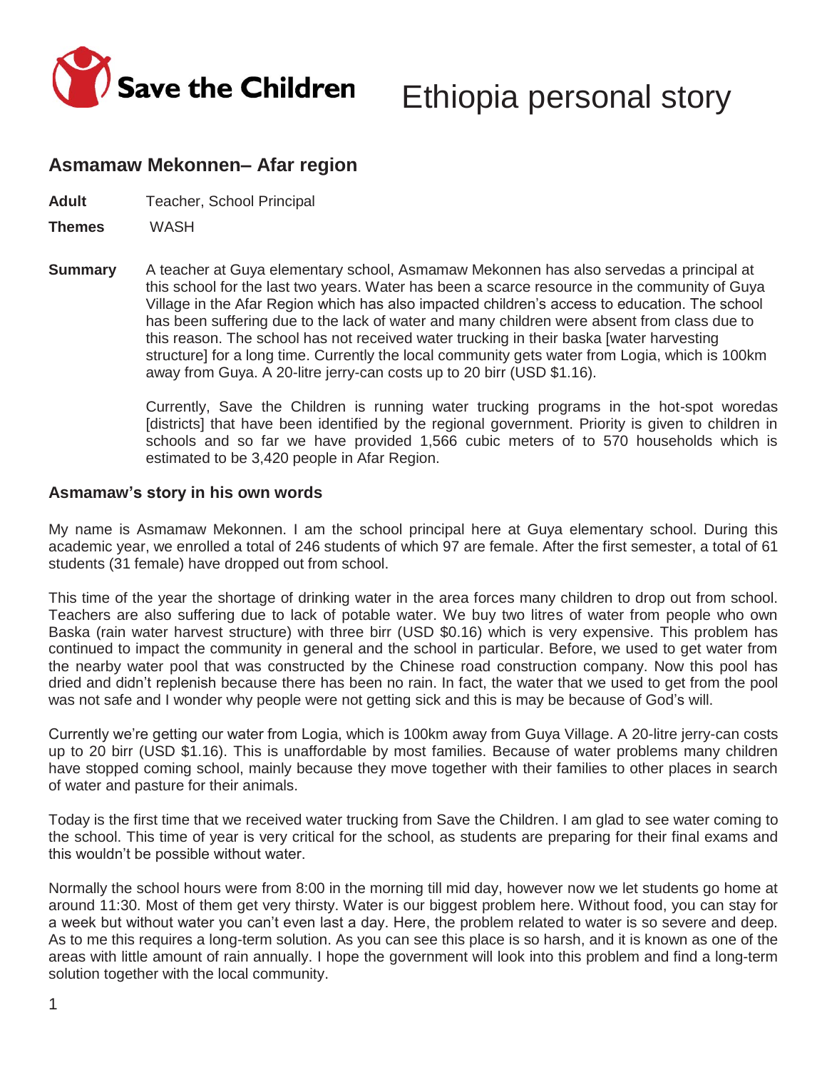Save the Children

# Ethiopia personal story

## Asmamaw Mekonnen– Afar region

**Adult** Teacher, School Principal

**Themes** WASH

**Summary** A teacher at Guya elementary school, Asmamaw Mekonnen has also servedas a principal at this school for the last two years. Water has been a scarce resource in the community of Guya Village in the Afar Region which has also impacted children's access to education. The school has been suffering due to the lack of water and many children were absent from class due to this reason. The school has not received water trucking in their baska [water harvesting structure] for a long time. Currently the local community gets water from Logia, which is 100km away from Guya. A 20-litre jerry-can costs up to 20 birr (USD $1.16).

Currently, Save the Children is running water trucking programs in the hot-spot woredas [districts] that have been identified by the regional government. Priority is given to children in schools and so far we have provided 1,566 cubic meters of to 570 households which is estimated to be 3,420 people in Afar Region.

### Asmamaw's story in his own words

My name is Asmamaw Mekonnen. I am the school principal here at Guya elementary school. During this academic year, we enrolled a total of 246 students of which 97 are female. After the first semester, a total of 61 students (31 female) have dropped out from school.

This time of the year the shortage of drinking water in the area forces many children to drop out from school. Teachers are also suffering due to lack of potable water. We buy two litres of water from people who own Baska (rain water harvest structure) with three birr (USD $0.16) which is very expensive. This problem has continued to impact the community in general and the school in particular. Before, we used to get water from the nearby water pool that was constructed by the Chinese road construction company. Now this pool has dried and didn't replenish because there has been no rain. In fact, the water that we used to get from the pool was not safe and I wonder why people were not getting sick and this is may be because of God's will.

Currently we're getting our water from Logia, which is 100km away from Guya Village. A 20-litre jerry-can costs up to 20 birr (USD $1.16). This is unaffordable by most families. Because of water problems many children have stopped coming school, mainly because they move together with their families to other places in search of water and pasture for their animals.

Today is the first time that we received water trucking from Save the Children. I am glad to see water coming to the school. This time of year is very critical for the school, as students are preparing for their final exams and this wouldn't be possible without water.

Normally the school hours were from 8:00 in the morning till mid day, however now we let students go home at around 11:30. Most of them get very thirsty. Water is our biggest problem here. Without food, you can stay for a week but without water you can't even last a day. Here, the problem related to water is so severe and deep. As to me this requires a long-term solution. As you can see this place is so harsh, and it is known as one of the areas with little amount of rain annually. I hope the government will look into this problem and find a long-term solution together with the local community.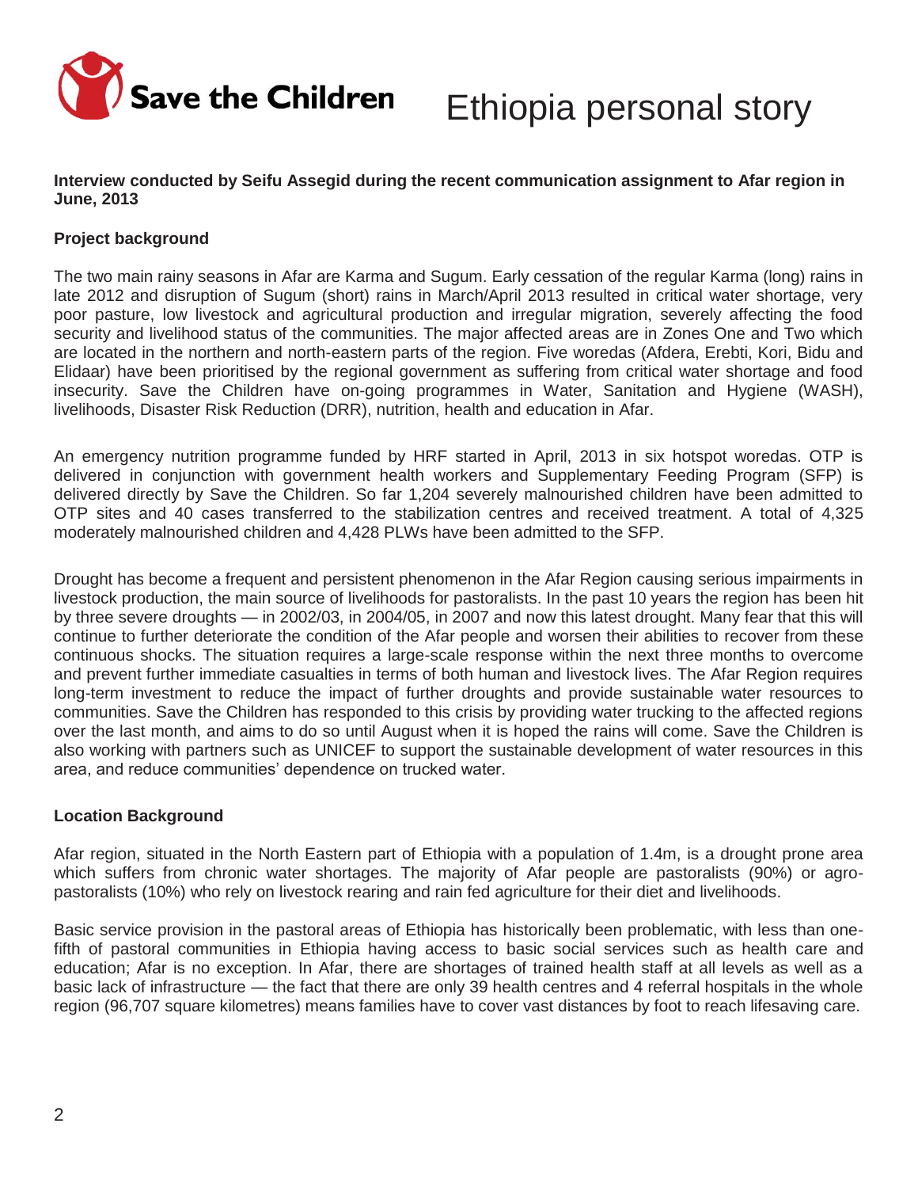# Save the Children — Ethiopia personal story

**Interview conducted by Seifu Assegid during the recent communication assignment to Afar region in June, 2013**

## Project background

The two main rainy seasons in Afar are Karma and Sugum. Early cessation of the regular Karma (long) rains in late 2012 and disruption of Sugum (short) rains in March/April 2013 resulted in critical water shortage, very poor pasture, low livestock and agricultural production and irregular migration, severely affecting the food security and livelihood status of the communities. The major affected areas are in Zones One and Two which are located in the northern and north-eastern parts of the region. Five woredas (Afdera, Erebti, Kori, Bidu and Elidaar) have been prioritised by the regional government as suffering from critical water shortage and food insecurity. Save the Children have on-going programmes in Water, Sanitation and Hygiene (WASH), livelihoods, Disaster Risk Reduction (DRR), nutrition, health and education in Afar.

An emergency nutrition programme funded by HRF started in April, 2013 in six hotspot woredas. OTP is delivered in conjunction with government health workers and Supplementary Feeding Program (SFP) is delivered directly by Save the Children. So far 1,204 severely malnourished children have been admitted to OTP sites and 40 cases transferred to the stabilization centres and received treatment. A total of 4,325 moderately malnourished children and 4,428 PLWs have been admitted to the SFP.

Drought has become a frequent and persistent phenomenon in the Afar Region causing serious impairments in livestock production, the main source of livelihoods for pastoralists. In the past 10 years the region has been hit by three severe droughts — in 2002/03, in 2004/05, in 2007 and now this latest drought. Many fear that this will continue to further deteriorate the condition of the Afar people and worsen their abilities to recover from these continuous shocks. The situation requires a large-scale response within the next three months to overcome and prevent further immediate casualties in terms of both human and livestock lives. The Afar Region requires long-term investment to reduce the impact of further droughts and provide sustainable water resources to communities. Save the Children has responded to this crisis by providing water trucking to the affected regions over the last month, and aims to do so until August when it is hoped the rains will come. Save the Children is also working with partners such as UNICEF to support the sustainable development of water resources in this area, and reduce communities' dependence on trucked water.

## Location Background

Afar region, situated in the North Eastern part of Ethiopia with a population of 1.4m, is a drought prone area which suffers from chronic water shortages. The majority of Afar people are pastoralists (90%) or agro-pastoralists (10%) who rely on livestock rearing and rain fed agriculture for their diet and livelihoods.

Basic service provision in the pastoral areas of Ethiopia has historically been problematic, with less than one-fifth of pastoral communities in Ethiopia having access to basic social services such as health care and education; Afar is no exception. In Afar, there are shortages of trained health staff at all levels as well as a basic lack of infrastructure — the fact that there are only 39 health centres and 4 referral hospitals in the whole region (96,707 square kilometres) means families have to cover vast distances by foot to reach lifesaving care.